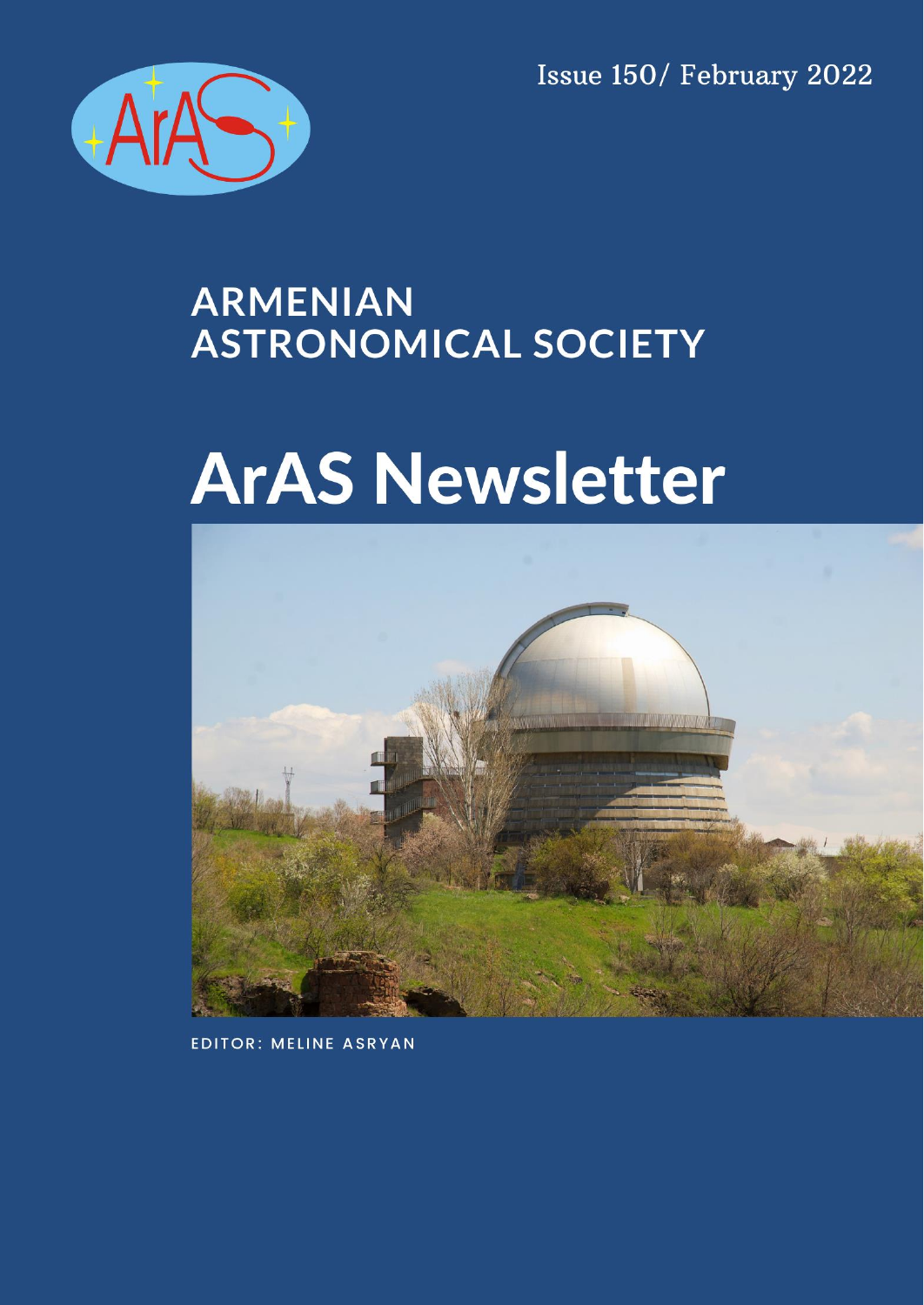Issue 150/ February 2022

## ARMENIAN ASTRONOMICAL SOCIETY

# ArAS Newsletter

EDITOR: MELINE ASRYAN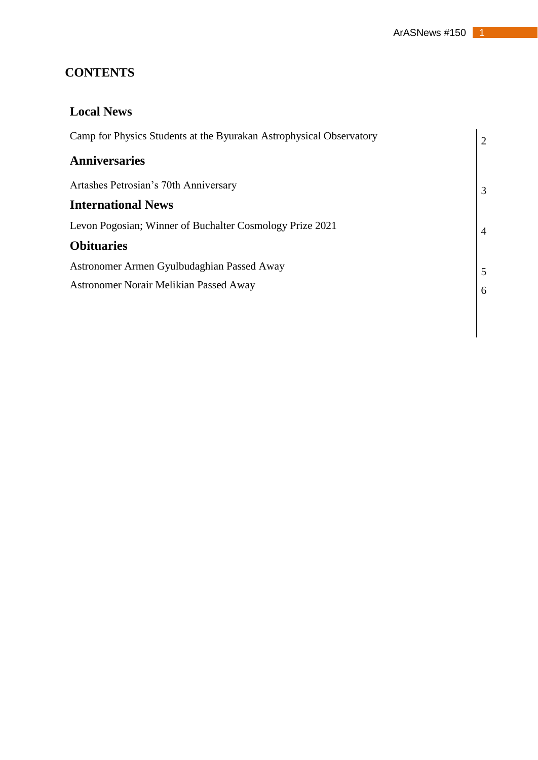# CONTENTS

## Local News

| | |
|---|---|
| Camp for Physics Students at the Byurakan Astrophysical Observatory | 2 |

## Anniversaries

| | |
|---|---|
| Artashes Petrosian's 70th Anniversary | 3 |

## International News

| | |
|---|---|
| Levon Pogosian; Winner of Buchalter Cosmology Prize 2021 | 4 |

## Obituaries

| | |
|---|---|
| Astronomer Armen Gyulbudaghian Passed Away | 5 |
| Astronomer Norair Melikian Passed Away | 6 |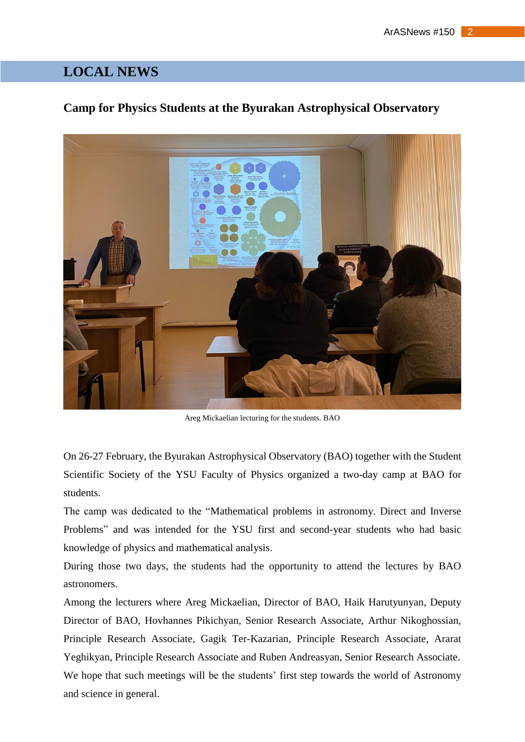# LOCAL NEWS

## Camp for Physics Students at the Byurakan Astrophysical Observatory

Areg Mickaelian lecturing for the students. BAO

On 26-27 February, the Byurakan Astrophysical Observatory (BAO) together with the Student Scientific Society of the YSU Faculty of Physics organized a two-day camp at BAO for students.

The camp was dedicated to the “Mathematical problems in astronomy. Direct and Inverse Problems” and was intended for the YSU first and second-year students who had basic knowledge of physics and mathematical analysis.

During those two days, the students had the opportunity to attend the lectures by BAO astronomers.

Among the lecturers where Areg Mickaelian, Director of BAO, Haik Harutyunyan, Deputy Director of BAO, Hovhannes Pikichyan, Senior Research Associate, Arthur Nikoghossian, Principle Research Associate, Gagik Ter-Kazarian, Principle Research Associate, Ararat Yeghikyan, Principle Research Associate and Ruben Andreasyan, Senior Research Associate.

We hope that such meetings will be the students’ first step towards the world of Astronomy and science in general.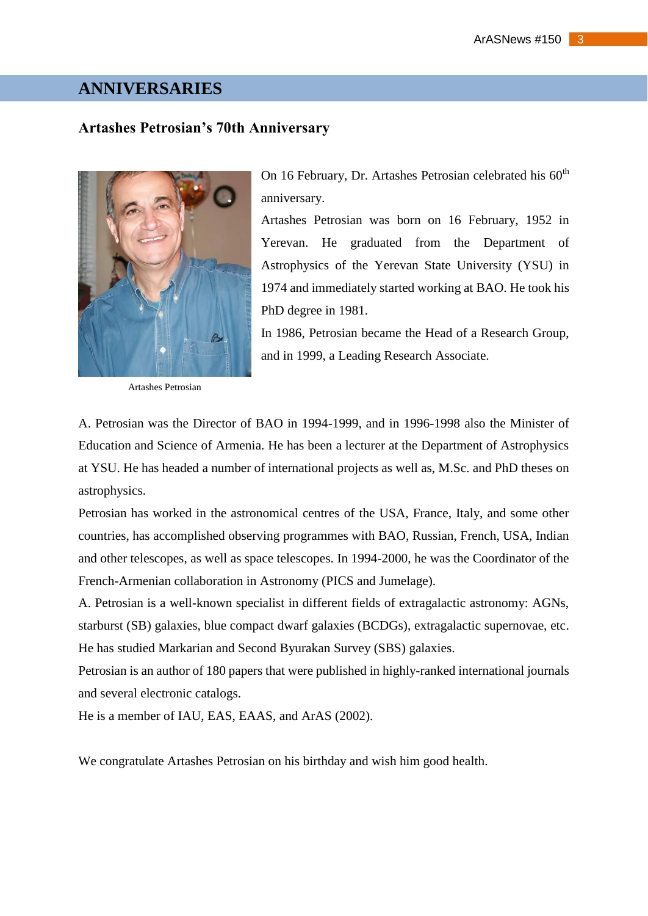# ANNIVERSARIES

## Artashes Petrosian's 70th Anniversary

Artashes Petrosian

On 16 February, Dr. Artashes Petrosian celebrated his 60th anniversary.

Artashes Petrosian was born on 16 February, 1952 in Yerevan. He graduated from the Department of Astrophysics of the Yerevan State University (YSU) in 1974 and immediately started working at BAO. He took his PhD degree in 1981.

In 1986, Petrosian became the Head of a Research Group, and in 1999, a Leading Research Associate.

A. Petrosian was the Director of BAO in 1994-1999, and in 1996-1998 also the Minister of Education and Science of Armenia. He has been a lecturer at the Department of Astrophysics at YSU. He has headed a number of international projects as well as, M.Sc. and PhD theses on astrophysics.

Petrosian has worked in the astronomical centres of the USA, France, Italy, and some other countries, has accomplished observing programmes with BAO, Russian, French, USA, Indian and other telescopes, as well as space telescopes. In 1994-2000, he was the Coordinator of the French-Armenian collaboration in Astronomy (PICS and Jumelage).

A. Petrosian is a well-known specialist in different fields of extragalactic astronomy: AGNs, starburst (SB) galaxies, blue compact dwarf galaxies (BCDGs), extragalactic supernovae, etc. He has studied Markarian and Second Byurakan Survey (SBS) galaxies.

Petrosian is an author of 180 papers that were published in highly-ranked international journals and several electronic catalogs.

He is a member of IAU, EAS, EAAS, and ArAS (2002).

We congratulate Artashes Petrosian on his birthday and wish him good health.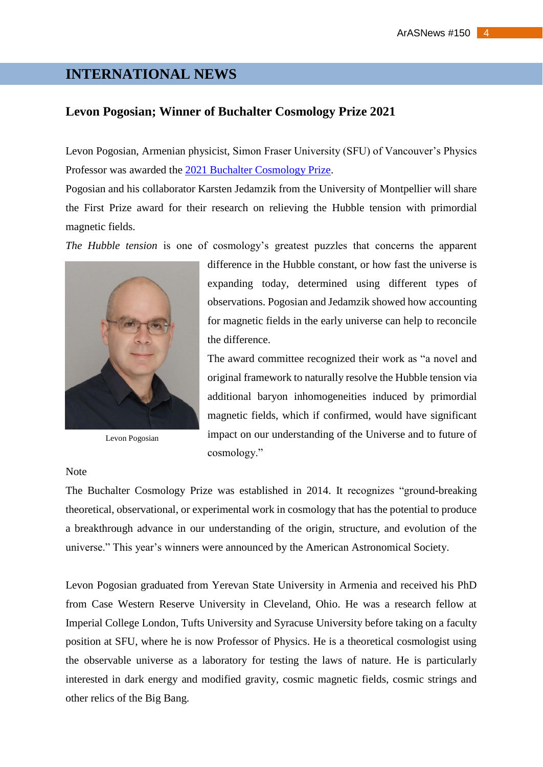# INTERNATIONAL NEWS

## Levon Pogosian; Winner of Buchalter Cosmology Prize 2021

Levon Pogosian, Armenian physicist, Simon Fraser University (SFU) of Vancouver's Physics Professor was awarded the [2021 Buchalter Cosmology Prize](2021 Buchalter Cosmology Prize).

Pogosian and his collaborator Karsten Jedamzik from the University of Montpellier will share the First Prize award for their research on relieving the Hubble tension with primordial magnetic fields.

*The Hubble tension* is one of cosmology's greatest puzzles that concerns the apparent difference in the Hubble constant, or how fast the universe is expanding today, determined using different types of observations. Pogosian and Jedamzik showed how accounting for magnetic fields in the early universe can help to reconcile the difference.

Levon Pogosian

The award committee recognized their work as "a novel and original framework to naturally resolve the Hubble tension via additional baryon inhomogeneities induced by primordial magnetic fields, which if confirmed, would have significant impact on our understanding of the Universe and to future of cosmology."

Note

The Buchalter Cosmology Prize was established in 2014. It recognizes "ground-breaking theoretical, observational, or experimental work in cosmology that has the potential to produce a breakthrough advance in our understanding of the origin, structure, and evolution of the universe." This year's winners were announced by the American Astronomical Society.

Levon Pogosian graduated from Yerevan State University in Armenia and received his PhD from Case Western Reserve University in Cleveland, Ohio. He was a research fellow at Imperial College London, Tufts University and Syracuse University before taking on a faculty position at SFU, where he is now Professor of Physics. He is a theoretical cosmologist using the observable universe as a laboratory for testing the laws of nature. He is particularly interested in dark energy and modified gravity, cosmic magnetic fields, cosmic strings and other relics of the Big Bang.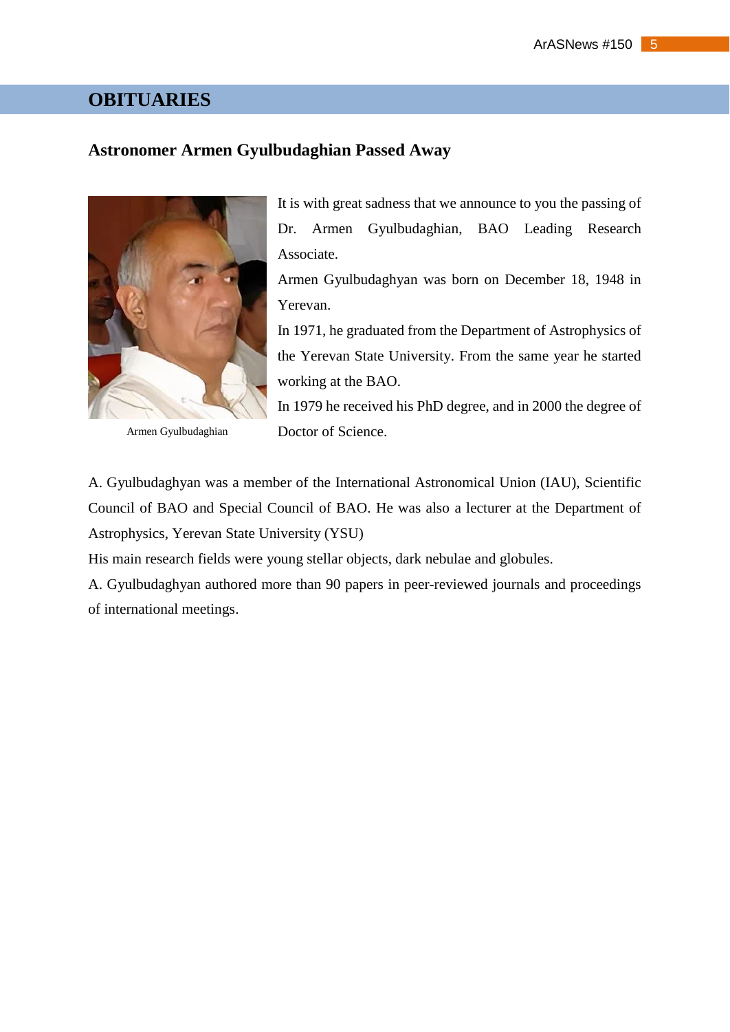# OBITUARIES

## Astronomer Armen Gyulbudaghian Passed Away

Armen Gyulbudaghian

It is with great sadness that we announce to you the passing of Dr. Armen Gyulbudaghian, BAO Leading Research Associate.

Armen Gyulbudaghyan was born on December 18, 1948 in Yerevan.

In 1971, he graduated from the Department of Astrophysics of the Yerevan State University. From the same year he started working at the BAO.

In 1979 he received his PhD degree, and in 2000 the degree of Doctor of Science.

A. Gyulbudaghyan was a member of the International Astronomical Union (IAU), Scientific Council of BAO and Special Council of BAO. He was also a lecturer at the Department of Astrophysics, Yerevan State University (YSU)

His main research fields were young stellar objects, dark nebulae and globules.

A. Gyulbudaghyan authored more than 90 papers in peer-reviewed journals and proceedings of international meetings.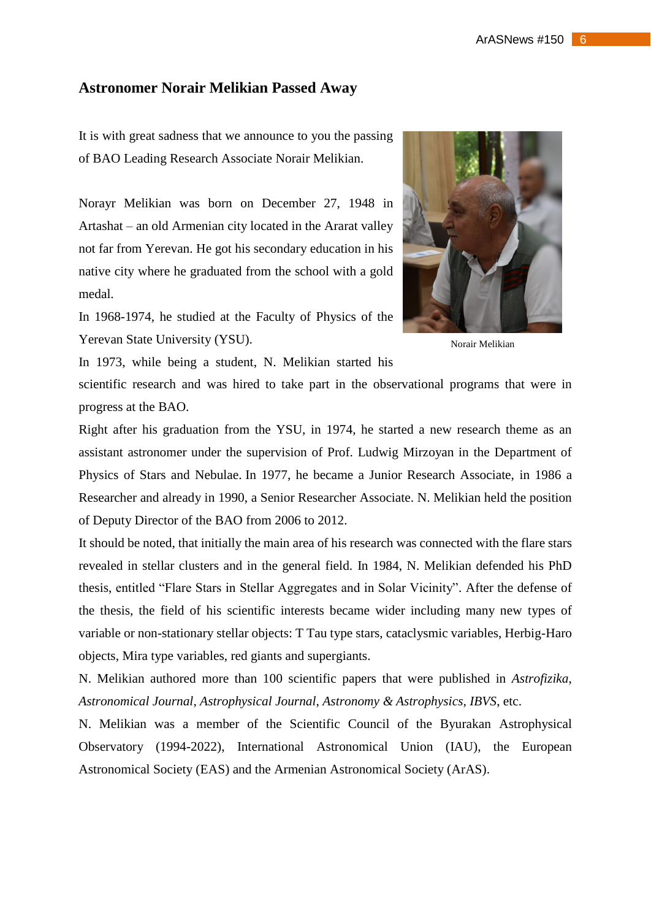## Astronomer Norair Melikian Passed Away

It is with great sadness that we announce to you the passing of BAO Leading Research Associate Norair Melikian.

Norair Melikian

Norayr Melikian was born on December 27, 1948 in Artashat – an old Armenian city located in the Ararat valley not far from Yerevan. He got his secondary education in his native city where he graduated from the school with a gold medal.

In 1968-1974, he studied at the Faculty of Physics of the Yerevan State University (YSU).

In 1973, while being a student, N. Melikian started his scientific research and was hired to take part in the observational programs that were in progress at the BAO.

Right after his graduation from the YSU, in 1974, he started a new research theme as an assistant astronomer under the supervision of Prof. Ludwig Mirzoyan in the Department of Physics of Stars and Nebulae. In 1977, he became a Junior Research Associate, in 1986 a Researcher and already in 1990, a Senior Researcher Associate. N. Melikian held the position of Deputy Director of the BAO from 2006 to 2012.

It should be noted, that initially the main area of his research was connected with the flare stars revealed in stellar clusters and in the general field. In 1984, N. Melikian defended his PhD thesis, entitled "Flare Stars in Stellar Aggregates and in Solar Vicinity". After the defense of the thesis, the field of his scientific interests became wider including many new types of variable or non-stationary stellar objects: T Tau type stars, cataclysmic variables, Herbig-Haro objects, Mira type variables, red giants and supergiants.

N. Melikian authored more than 100 scientific papers that were published in *Astrofizika*, *Astronomical Journal*, *Astrophysical Journal*, *Astronomy & Astrophysics*, *IBVS*, etc.

N. Melikian was a member of the Scientific Council of the Byurakan Astrophysical Observatory (1994-2022), International Astronomical Union (IAU), the European Astronomical Society (EAS) and the Armenian Astronomical Society (ArAS).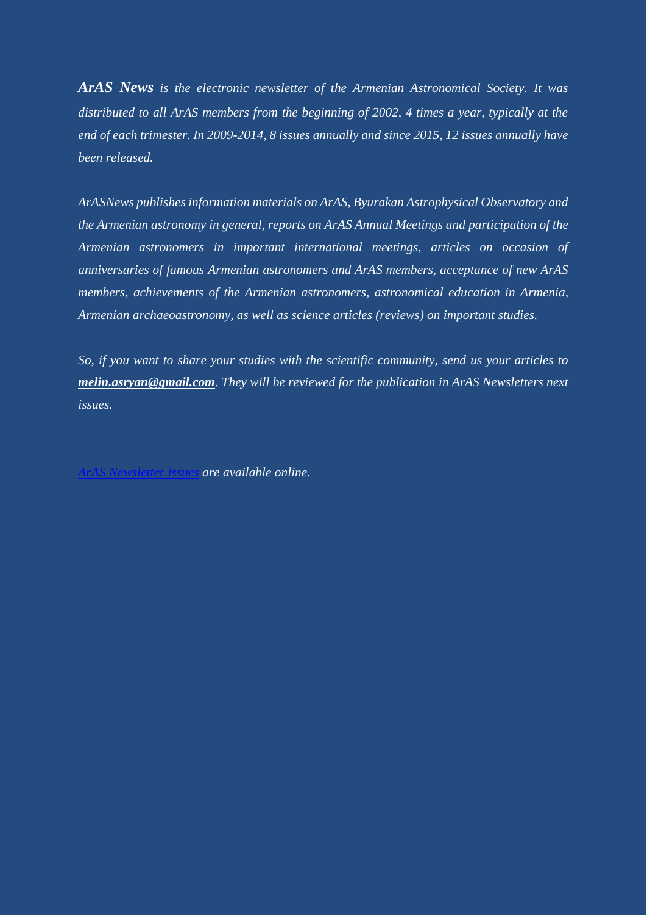***ArAS News*** *is the electronic newsletter of the Armenian Astronomical Society. It was distributed to all ArAS members from the beginning of 2002, 4 times a year, typically at the end of each trimester. In 2009-2014, 8 issues annually and since 2015, 12 issues annually have been released.*

*ArASNews publishes information materials on ArAS, Byurakan Astrophysical Observatory and the Armenian astronomy in general, reports on ArAS Annual Meetings and participation of the Armenian astronomers in important international meetings, articles on occasion of anniversaries of famous Armenian astronomers and ArAS members, acceptance of new ArAS members, achievements of the Armenian astronomers, astronomical education in Armenia, Armenian archaeoastronomy, as well as science articles (reviews) on important studies.*

*So, if you want to share your studies with the scientific community, send us your articles to* ***melin.asryan@gmail.com****. They will be reviewed for the publication in ArAS Newsletters next issues.*

*ArAS Newsletter issues are available online.*